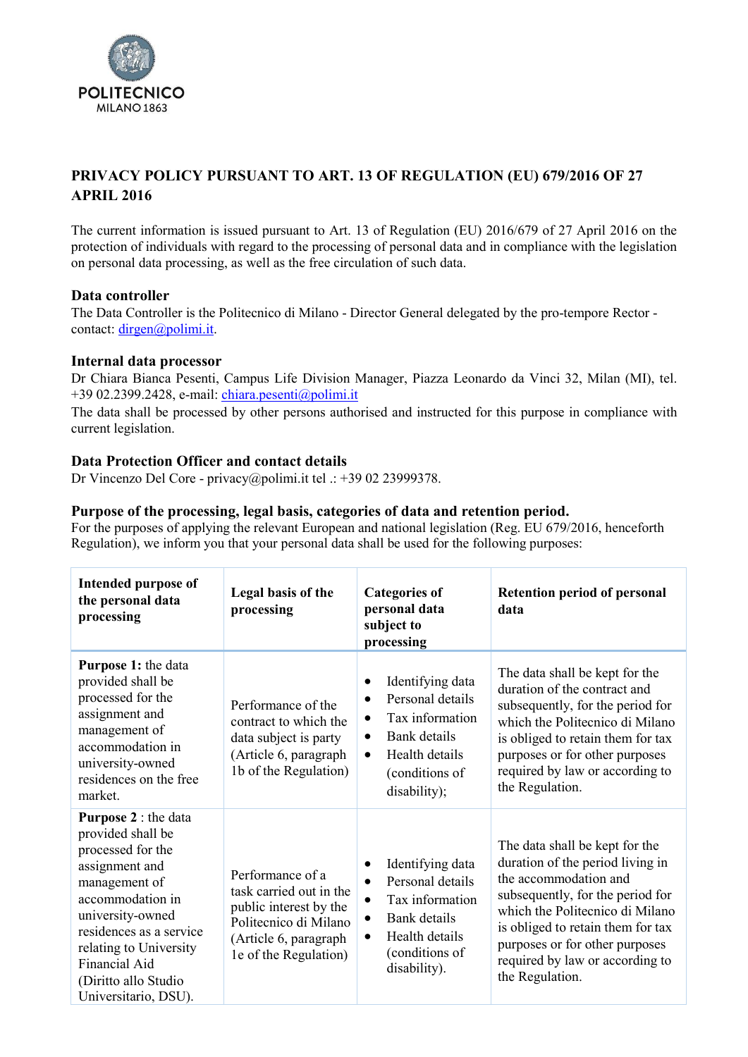POLITECNICO MILANO 1863

# PRIVACY POLICY PURSUANT TO ART. 13 OF REGULATION (EU) 679/2016 OF 27 APRIL 2016

The current information is issued pursuant to Art. 13 of Regulation (EU) 2016/679 of 27 April 2016 on the protection of individuals with regard to the processing of personal data and in compliance with the legislation on personal data processing, as well as the free circulation of such data.

## Data controller

The Data Controller is the Politecnico di Milano - Director General delegated by the pro-tempore Rector - contact: dirgen@polimi.it.

## Internal data processor

Dr Chiara Bianca Pesenti, Campus Life Division Manager, Piazza Leonardo da Vinci 32, Milan (MI), tel. +39 02.2399.2428, e-mail: chiara.pesenti@polimi.it

The data shall be processed by other persons authorised and instructed for this purpose in compliance with current legislation.

## Data Protection Officer and contact details

Dr Vincenzo Del Core - privacy@polimi.it tel .: +39 02 23999378.

## Purpose of the processing, legal basis, categories of data and retention period.

For the purposes of applying the relevant European and national legislation (Reg. EU 679/2016, henceforth Regulation), we inform you that your personal data shall be used for the following purposes:

| Intended purpose of the personal data processing | Legal basis of the processing | Categories of personal data subject to processing | Retention period of personal data |
|---|---|---|---|
| **Purpose 1:** the data provided shall be processed for the assignment and management of accommodation in university-owned residences on the free market. | Performance of the contract to which the data subject is party (Article 6, paragraph 1b of the Regulation) | • Identifying data<br>• Personal details<br>• Tax information<br>• Bank details<br>• Health details (conditions of disability); | The data shall be kept for the duration of the contract and subsequently, for the period for which the Politecnico di Milano is obliged to retain them for tax purposes or for other purposes required by law or according to the Regulation. |
| **Purpose 2** : the data provided shall be processed for the assignment and management of accommodation in university-owned residences as a service relating to University Financial Aid (Diritto allo Studio Universitario, DSU). | Performance of a task carried out in the public interest by the Politecnico di Milano (Article 6, paragraph 1e of the Regulation) | • Identifying data<br>• Personal details<br>• Tax information<br>• Bank details<br>• Health details (conditions of disability). | The data shall be kept for the duration of the period living in the accommodation and subsequently, for the period for which the Politecnico di Milano is obliged to retain them for tax purposes or for other purposes required by law or according to the Regulation. |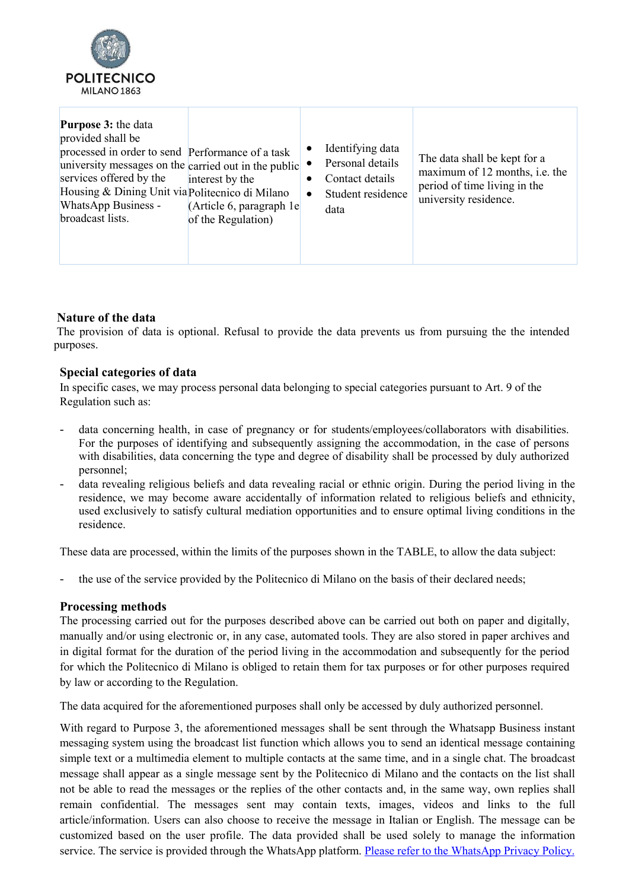| **Purpose 3:** the data provided shall be processed in order to send university messages on the services offered by the Housing & Dining Unit via WhatsApp Business - broadcast lists. | Performance of a task carried out in the public interest by the Politecnico di Milano (Article 6, paragraph 1e of the Regulation) | • Identifying data<br>• Personal details<br>• Contact details<br>• Student residence data | The data shall be kept for a maximum of 12 months, i.e. the period of time living in the university residence. |
|---|---|---|---|

## Nature of the data

The provision of data is optional. Refusal to provide the data prevents us from pursuing the the intended purposes.

## Special categories of data

In specific cases, we may process personal data belonging to special categories pursuant to Art. 9 of the Regulation such as:

- data concerning health, in case of pregnancy or for students/employees/collaborators with disabilities. For the purposes of identifying and subsequently assigning the accommodation, in the case of persons with disabilities, data concerning the type and degree of disability shall be processed by duly authorized personnel;
- data revealing religious beliefs and data revealing racial or ethnic origin. During the period living in the residence, we may become aware accidentally of information related to religious beliefs and ethnicity, used exclusively to satisfy cultural mediation opportunities and to ensure optimal living conditions in the residence.

These data are processed, within the limits of the purposes shown in the TABLE, to allow the data subject:

- the use of the service provided by the Politecnico di Milano on the basis of their declared needs;

## Processing methods

The processing carried out for the purposes described above can be carried out both on paper and digitally, manually and/or using electronic or, in any case, automated tools. They are also stored in paper archives and in digital format for the duration of the period living in the accommodation and subsequently for the period for which the Politecnico di Milano is obliged to retain them for tax purposes or for other purposes required by law or according to the Regulation.

The data acquired for the aforementioned purposes shall only be accessed by duly authorized personnel.

With regard to Purpose 3, the aforementioned messages shall be sent through the Whatsapp Business instant messaging system using the broadcast list function which allows you to send an identical message containing simple text or a multimedia element to multiple contacts at the same time, and in a single chat. The broadcast message shall appear as a single message sent by the Politecnico di Milano and the contacts on the list shall not be able to read the messages or the replies of the other contacts and, in the same way, own replies shall remain confidential. The messages sent may contain texts, images, videos and links to the full article/information. Users can also choose to receive the message in Italian or English. The message can be customized based on the user profile. The data provided shall be used solely to manage the information service. The service is provided through the WhatsApp platform. [Please refer to the WhatsApp Privacy Policy.]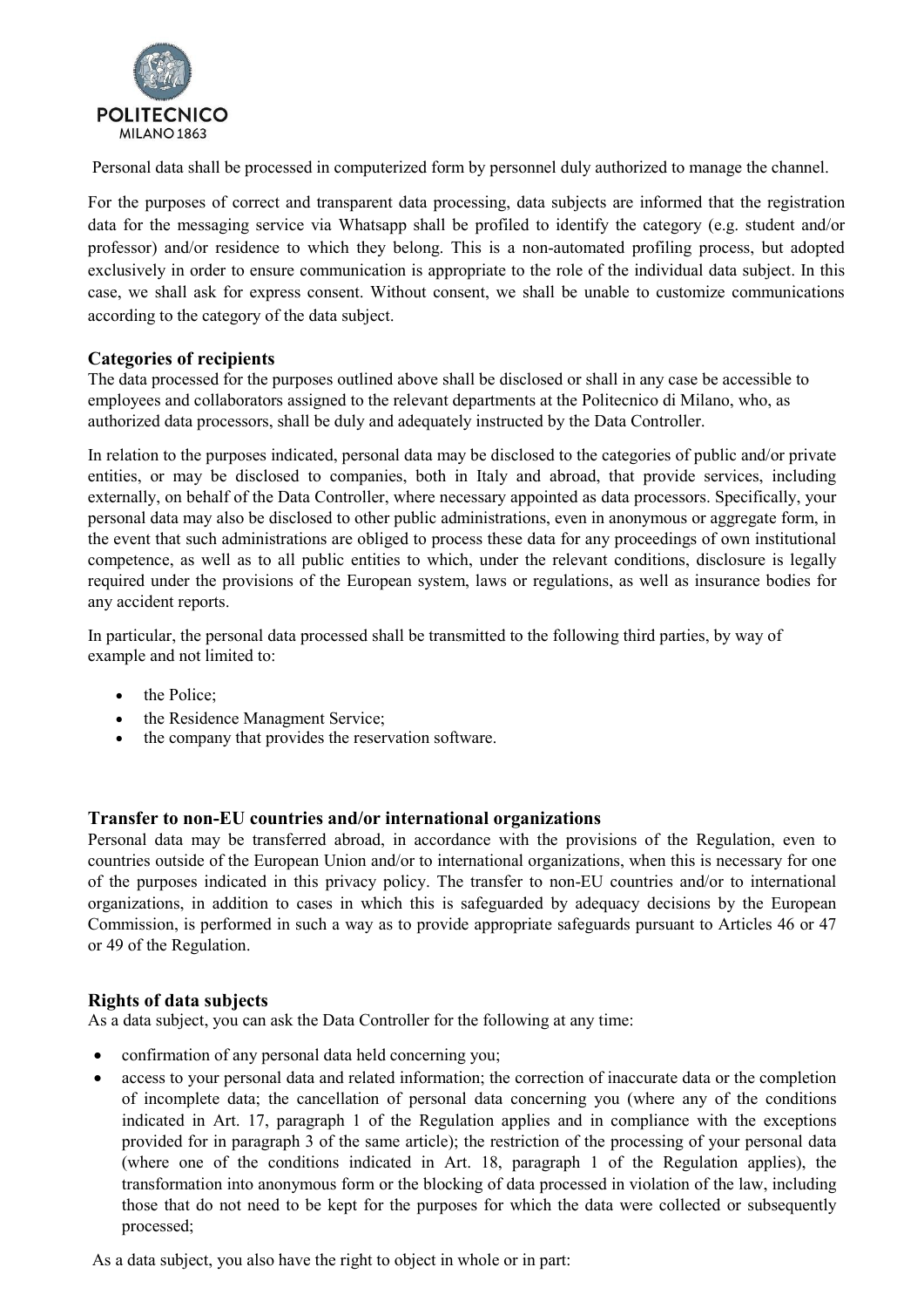Personal data shall be processed in computerized form by personnel duly authorized to manage the channel.

For the purposes of correct and transparent data processing, data subjects are informed that the registration data for the messaging service via Whatsapp shall be profiled to identify the category (e.g. student and/or professor) and/or residence to which they belong. This is a non-automated profiling process, but adopted exclusively in order to ensure communication is appropriate to the role of the individual data subject. In this case, we shall ask for express consent. Without consent, we shall be unable to customize communications according to the category of the data subject.

### Categories of recipients

The data processed for the purposes outlined above shall be disclosed or shall in any case be accessible to employees and collaborators assigned to the relevant departments at the Politecnico di Milano, who, as authorized data processors, shall be duly and adequately instructed by the Data Controller.

In relation to the purposes indicated, personal data may be disclosed to the categories of public and/or private entities, or may be disclosed to companies, both in Italy and abroad, that provide services, including externally, on behalf of the Data Controller, where necessary appointed as data processors. Specifically, your personal data may also be disclosed to other public administrations, even in anonymous or aggregate form, in the event that such administrations are obliged to process these data for any proceedings of own institutional competence, as well as to all public entities to which, under the relevant conditions, disclosure is legally required under the provisions of the European system, laws or regulations, as well as insurance bodies for any accident reports.

In particular, the personal data processed shall be transmitted to the following third parties, by way of example and not limited to:

- the Police;
- the Residence Managment Service;
- the company that provides the reservation software.

### Transfer to non-EU countries and/or international organizations

Personal data may be transferred abroad, in accordance with the provisions of the Regulation, even to countries outside of the European Union and/or to international organizations, when this is necessary for one of the purposes indicated in this privacy policy. The transfer to non-EU countries and/or to international organizations, in addition to cases in which this is safeguarded by adequacy decisions by the European Commission, is performed in such a way as to provide appropriate safeguards pursuant to Articles 46 or 47 or 49 of the Regulation.

### Rights of data subjects

As a data subject, you can ask the Data Controller for the following at any time:

- confirmation of any personal data held concerning you;
- access to your personal data and related information; the correction of inaccurate data or the completion of incomplete data; the cancellation of personal data concerning you (where any of the conditions indicated in Art. 17, paragraph 1 of the Regulation applies and in compliance with the exceptions provided for in paragraph 3 of the same article); the restriction of the processing of your personal data (where one of the conditions indicated in Art. 18, paragraph 1 of the Regulation applies), the transformation into anonymous form or the blocking of data processed in violation of the law, including those that do not need to be kept for the purposes for which the data were collected or subsequently processed;

As a data subject, you also have the right to object in whole or in part: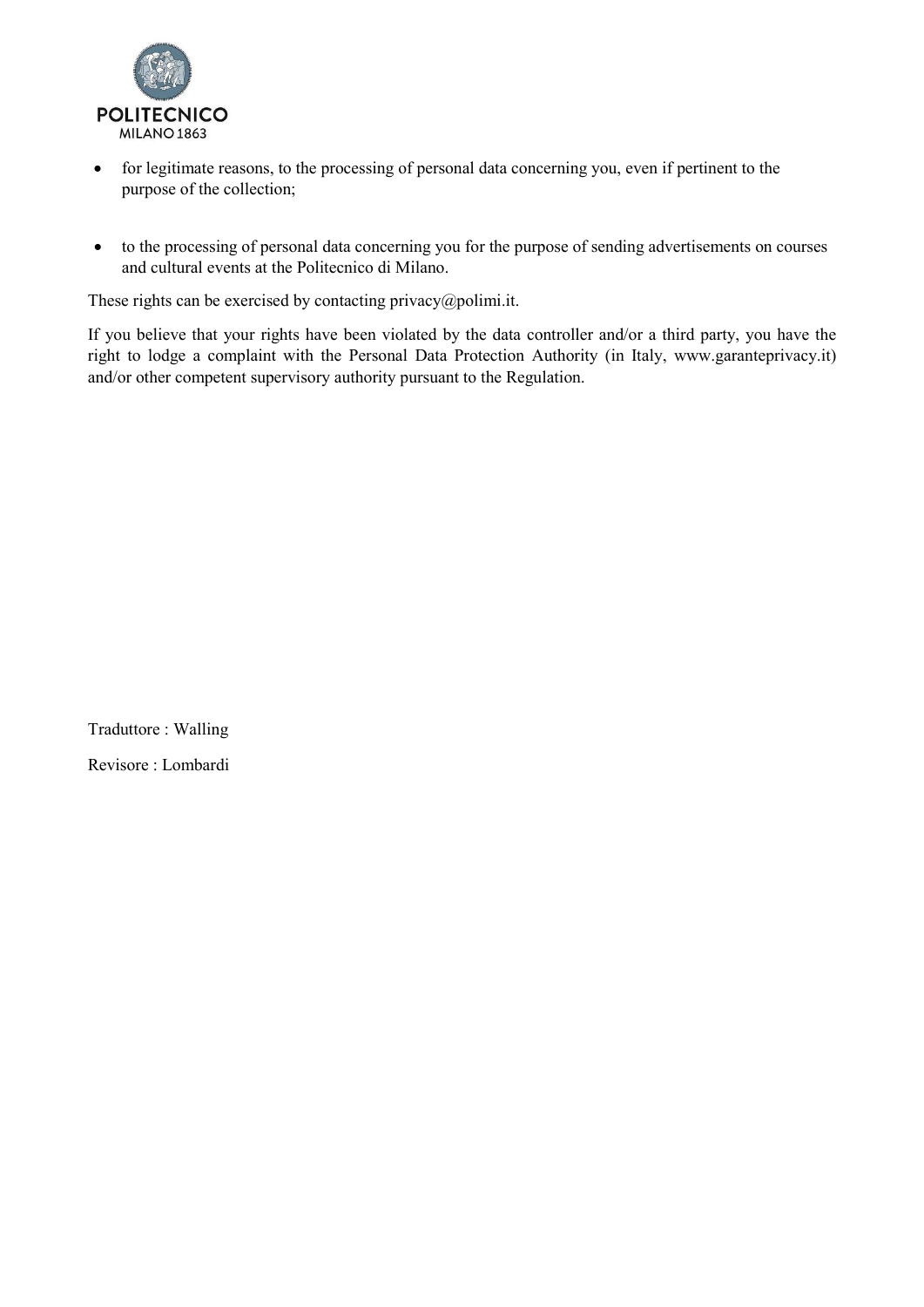- for legitimate reasons, to the processing of personal data concerning you, even if pertinent to the purpose of the collection;

- to the processing of personal data concerning you for the purpose of sending advertisements on courses and cultural events at the Politecnico di Milano.

These rights can be exercised by contacting privacy@polimi.it.

If you believe that your rights have been violated by the data controller and/or a third party, you have the right to lodge a complaint with the Personal Data Protection Authority (in Italy, www.garanteprivacy.it) and/or other competent supervisory authority pursuant to the Regulation.

Traduttore : Walling

Revisore : Lombardi